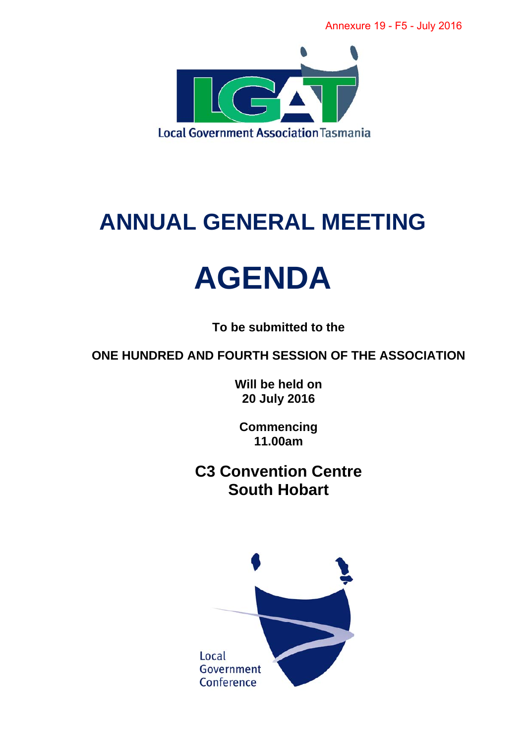Annexure 19 - F5 - July 2016

Local Government Association Tasmania

# ANNUAL GENERAL MEETING

# AGENDA

**To be submitted to the**

**ONE HUNDRED AND FOURTH SESSION OF THE ASSOCIATION**

**Will be held on**
**20 July 2016**

**Commencing**
**11.00am**

## C3 Convention Centre
## South Hobart

Local
Government
Conference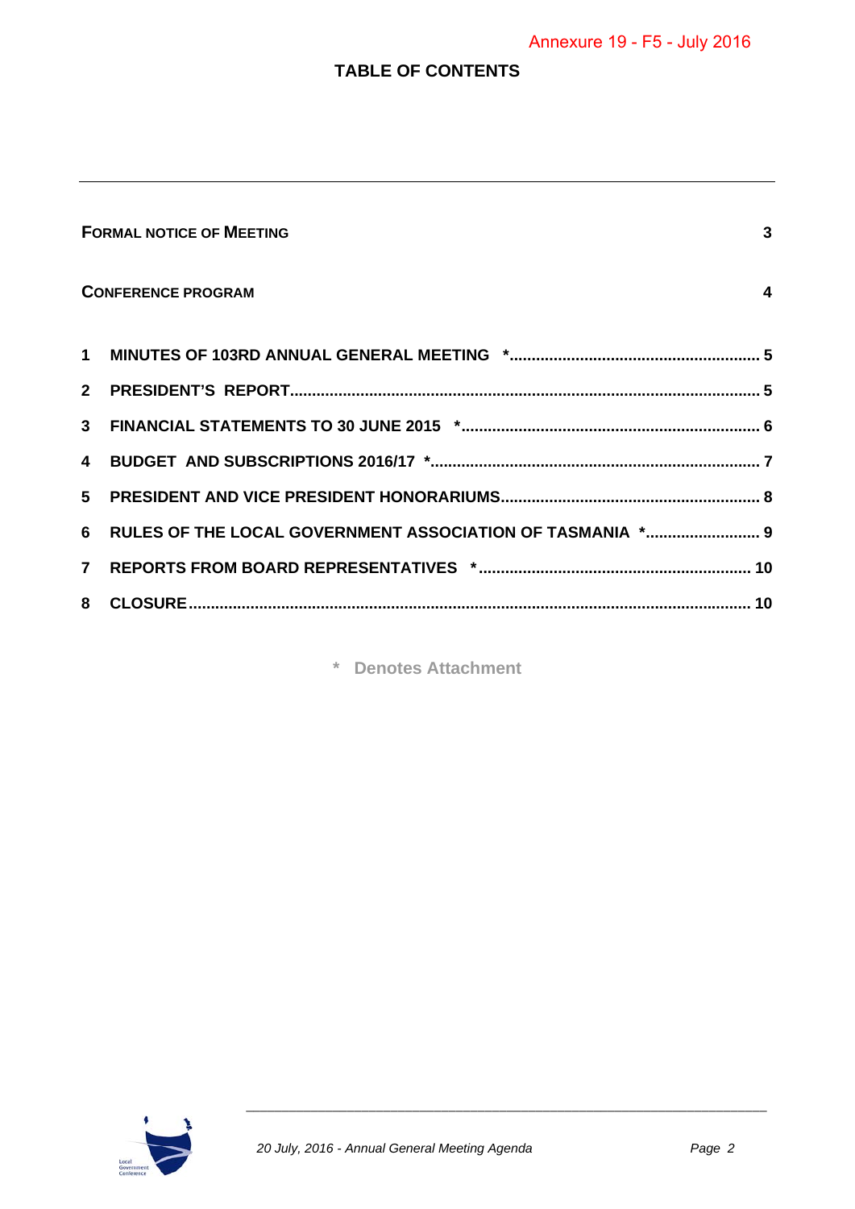Annexure 19 - F5 - July 2016

# TABLE OF CONTENTS

| | | |
|---|---|---|
| **FORMAL NOTICE OF MEETING** | | **3** |
| **CONFERENCE PROGRAM** | | **4** |
| **1** | **MINUTES OF 103RD ANNUAL GENERAL MEETING** * | **5** |
| **2** | **PRESIDENT'S REPORT** | **5** |
| **3** | **FINANCIAL STATEMENTS TO 30 JUNE 2015** * | **6** |
| **4** | **BUDGET AND SUBSCRIPTIONS 2016/17** * | **7** |
| **5** | **PRESIDENT AND VICE PRESIDENT HONORARIUMS** | **8** |
| **6** | **RULES OF THE LOCAL GOVERNMENT ASSOCIATION OF TASMANIA** * | **9** |
| **7** | **REPORTS FROM BOARD REPRESENTATIVES** * | **10** |
| **8** | **CLOSURE** | **10** |

**\* Denotes Attachment**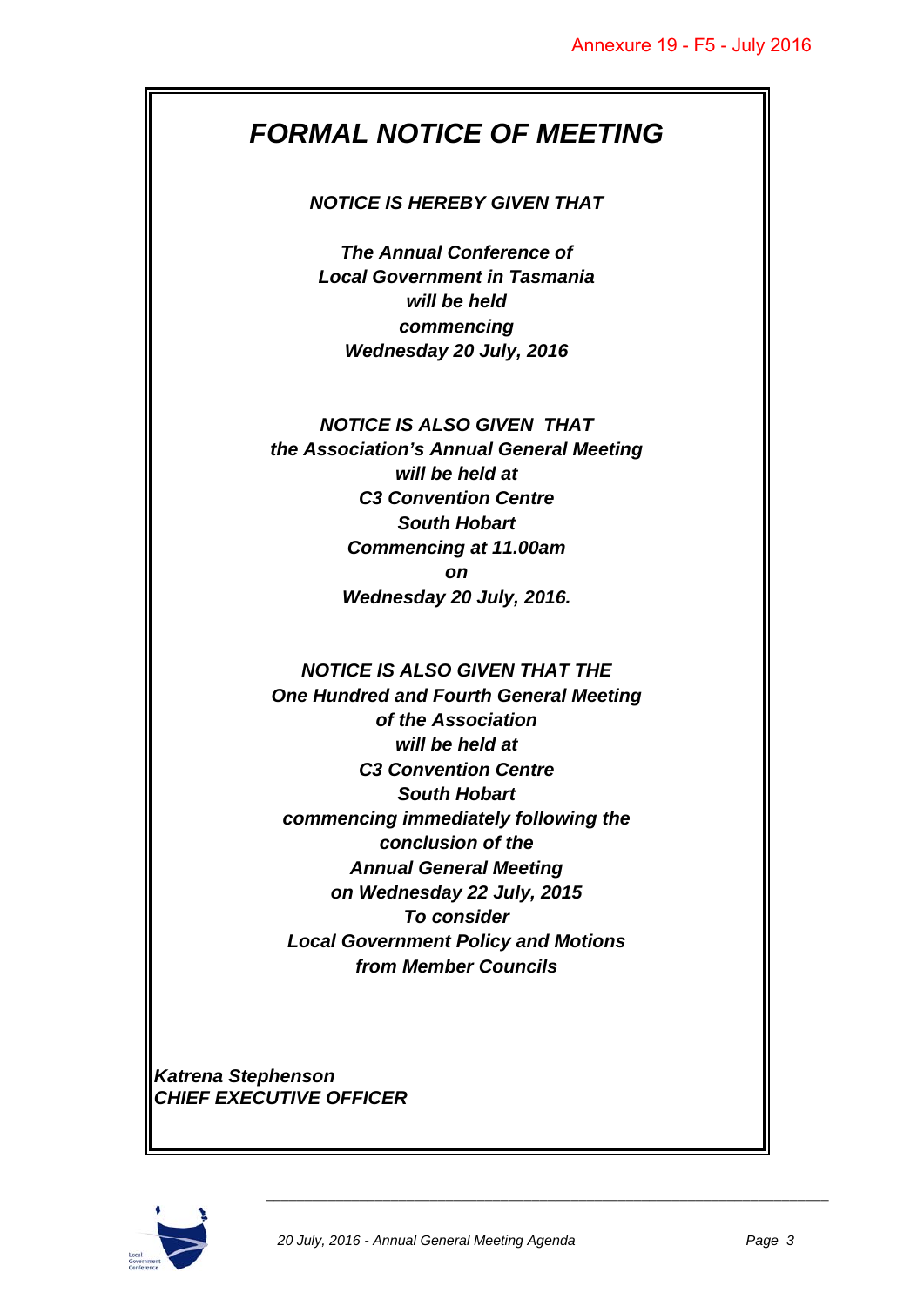# *FORMAL NOTICE OF MEETING*

***NOTICE IS HEREBY GIVEN THAT***

***The Annual Conference of***
***Local Government in Tasmania***
***will be held***
***commencing***
***Wednesday 20 July, 2016***

***NOTICE IS ALSO GIVEN THAT***
***the Association's Annual General Meeting***
***will be held at***
***C3 Convention Centre***
***South Hobart***
***Commencing at 11.00am***
***on***
***Wednesday 20 July, 2016.***

***NOTICE IS ALSO GIVEN THAT THE***
***One Hundred and Fourth General Meeting***
***of the Association***
***will be held at***
***C3 Convention Centre***
***South Hobart***
***commencing immediately following the***
***conclusion of the***
***Annual General Meeting***
***on Wednesday 22 July, 2015***
***To consider***
***Local Government Policy and Motions***
***from Member Councils***

***Katrena Stephenson***
***CHIEF EXECUTIVE OFFICER***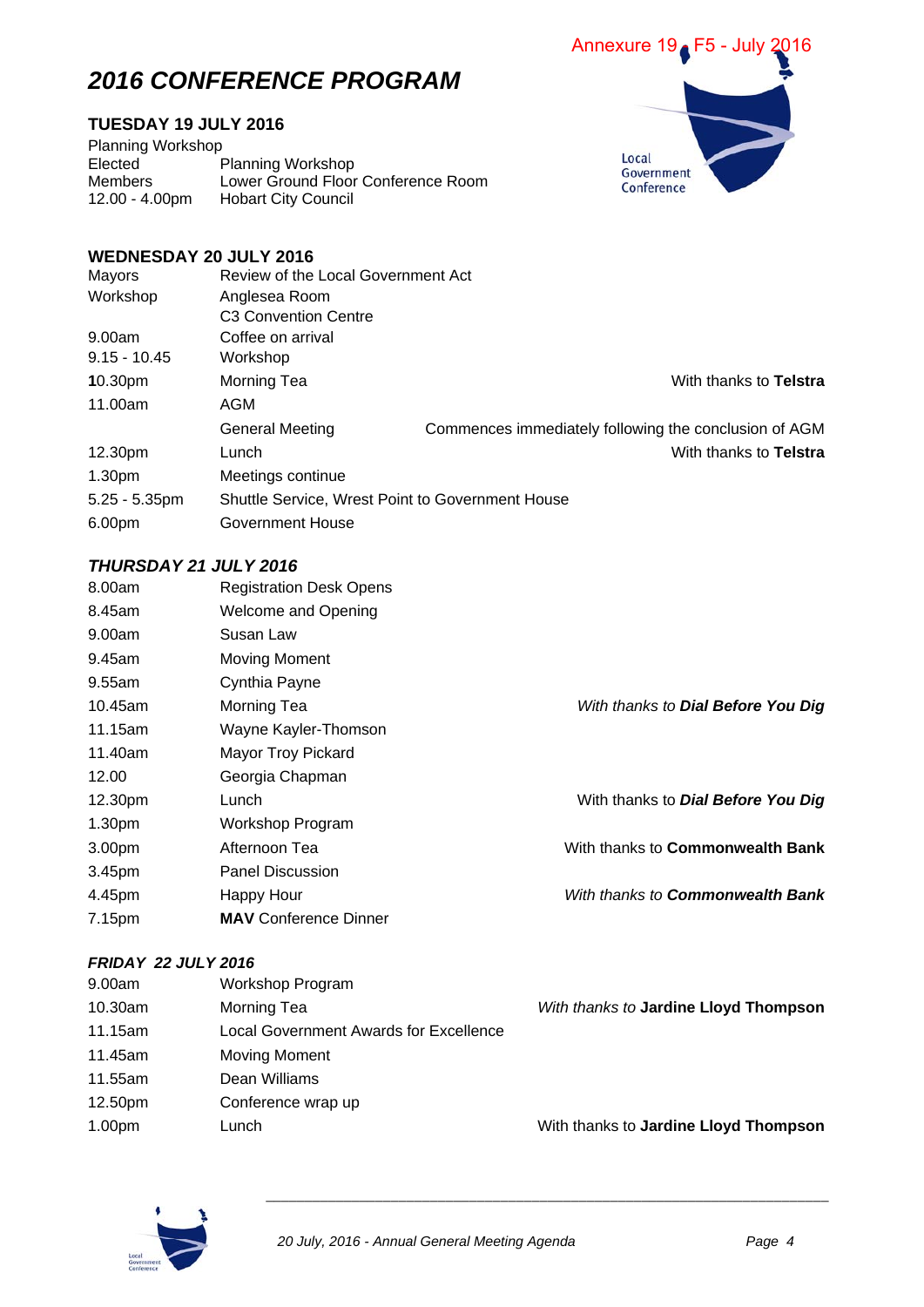Annexure 19 - F5 - July 2016

# *2016 CONFERENCE PROGRAM*

### TUESDAY 19 JULY 2016

Planning Workshop

| | | |
|---|---|---|
| Elected Members | Planning Workshop | |
| 12.00 - 4.00pm | Lower Ground Floor Conference Room | |
| | Hobart City Council | |

### WEDNESDAY 20 JULY 2016

| | | |
|---|---|---|
| Mayors Workshop | Review of the Local Government Act | |
| | Anglesea Room | |
| | C3 Convention Centre | |
| 9.00am | Coffee on arrival | |
| 9.15 - 10.45 | Workshop | |
| 10.30pm | Morning Tea | With thanks to **Telstra** |
| 11.00am | AGM | |
| | General Meeting | Commences immediately following the conclusion of AGM |
| 12.30pm | Lunch | With thanks to **Telstra** |
| 1.30pm | Meetings continue | |
| 5.25 - 5.35pm | Shuttle Service, Wrest Point to Government House | |
| 6.00pm | Government House | |

### *THURSDAY 21 JULY 2016*

| | | |
|---|---|---|
| 8.00am | Registration Desk Opens | |
| 8.45am | Welcome and Opening | |
| 9.00am | Susan Law | |
| 9.45am | Moving Moment | |
| 9.55am | Cynthia Payne | |
| 10.45am | Morning Tea | *With thanks to **Dial Before You Dig*** |
| 11.15am | Wayne Kayler-Thomson | |
| 11.40am | Mayor Troy Pickard | |
| 12.00 | Georgia Chapman | |
| 12.30pm | Lunch | With thanks to ***Dial Before You Dig*** |
| 1.30pm | Workshop Program | |
| 3.00pm | Afternoon Tea | With thanks to **Commonwealth Bank** |
| 3.45pm | Panel Discussion | |
| 4.45pm | Happy Hour | *With thanks to **Commonwealth Bank*** |
| 7.15pm | **MAV** Conference Dinner | |

### *FRIDAY 22 JULY 2016*

| | | |
|---|---|---|
| 9.00am | Workshop Program | |
| 10.30am | Morning Tea | *With thanks to* **Jardine Lloyd Thompson** |
| 11.15am | Local Government Awards for Excellence | |
| 11.45am | Moving Moment | |
| 11.55am | Dean Williams | |
| 12.50pm | Conference wrap up | |
| 1.00pm | Lunch | With thanks to **Jardine Lloyd Thompson** |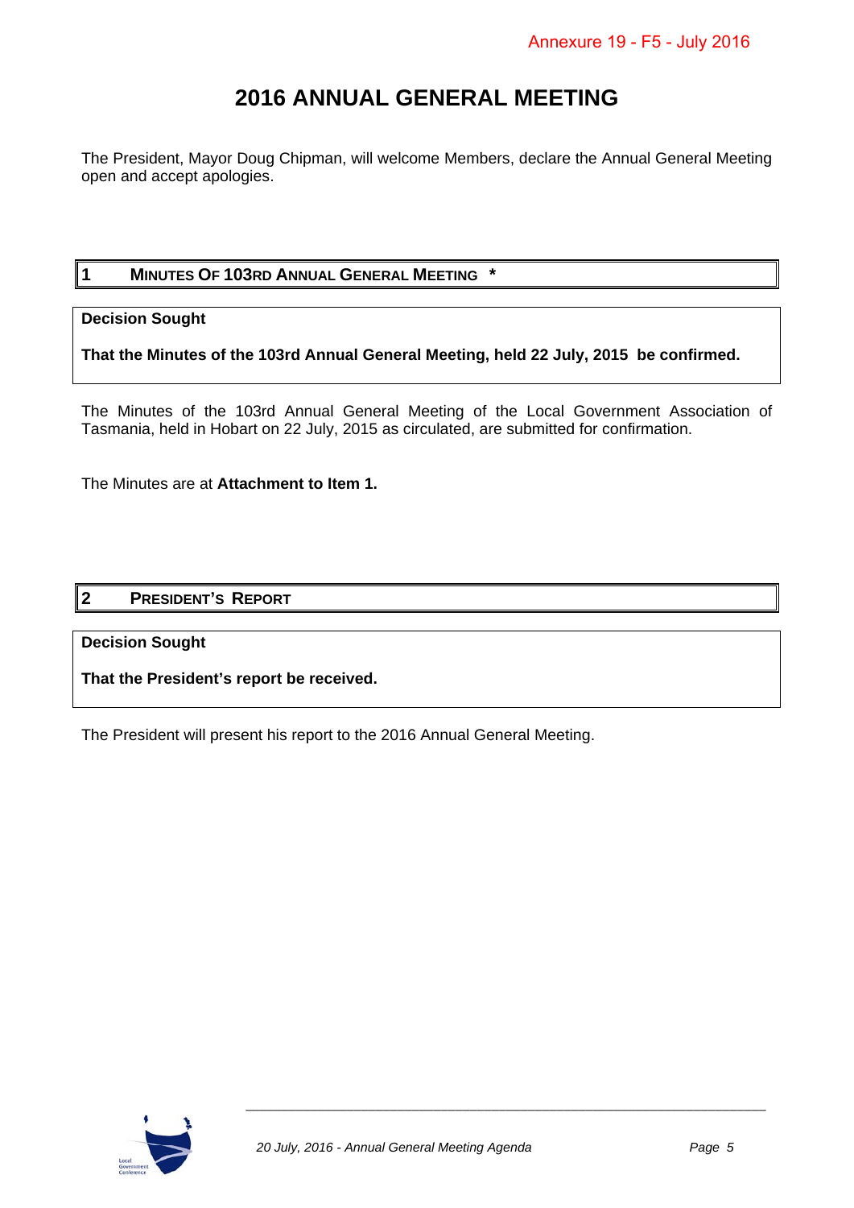Annexure 19 - F5 - July 2016

# 2016 ANNUAL GENERAL MEETING

The President, Mayor Doug Chipman, will welcome Members, declare the Annual General Meeting open and accept apologies.

## 1 MINUTES OF 103RD ANNUAL GENERAL MEETING *

**Decision Sought**

**That the Minutes of the 103rd Annual General Meeting, held 22 July, 2015 be confirmed.**

The Minutes of the 103rd Annual General Meeting of the Local Government Association of Tasmania, held in Hobart on 22 July, 2015 as circulated, are submitted for confirmation.

The Minutes are at **Attachment to Item 1.**

## 2 PRESIDENT'S REPORT

**Decision Sought**

**That the President's report be received.**

The President will present his report to the 2016 Annual General Meeting.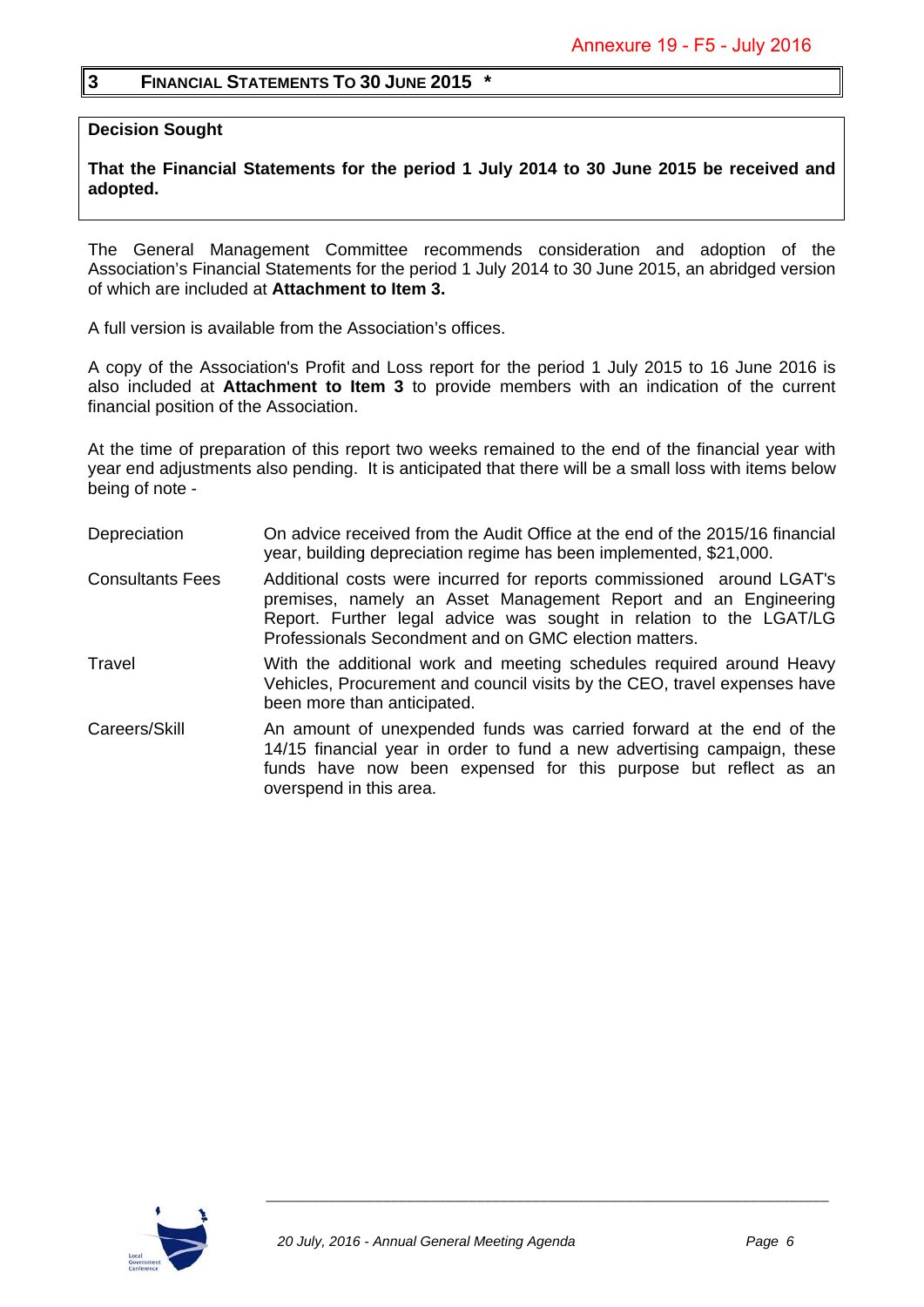Annexure 19 - F5 - July 2016

## 3 FINANCIAL STATEMENTS TO 30 JUNE 2015 *

**Decision Sought**

**That the Financial Statements for the period 1 July 2014 to 30 June 2015 be received and adopted.**

The General Management Committee recommends consideration and adoption of the Association's Financial Statements for the period 1 July 2014 to 30 June 2015, an abridged version of which are included at **Attachment to Item 3.**

A full version is available from the Association's offices.

A copy of the Association's Profit and Loss report for the period 1 July 2015 to 16 June 2016 is also included at **Attachment to Item 3** to provide members with an indication of the current financial position of the Association.

At the time of preparation of this report two weeks remained to the end of the financial year with year end adjustments also pending. It is anticipated that there will be a small loss with items below being of note -

| | |
|---|---|
| Depreciation | On advice received from the Audit Office at the end of the 2015/16 financial year, building depreciation regime has been implemented, $21,000. |
| Consultants Fees | Additional costs were incurred for reports commissioned around LGAT's premises, namely an Asset Management Report and an Engineering Report. Further legal advice was sought in relation to the LGAT/LG Professionals Secondment and on GMC election matters. |
| Travel | With the additional work and meeting schedules required around Heavy Vehicles, Procurement and council visits by the CEO, travel expenses have been more than anticipated. |
| Careers/Skill | An amount of unexpended funds was carried forward at the end of the 14/15 financial year in order to fund a new advertising campaign, these funds have now been expensed for this purpose but reflect as an overspend in this area. |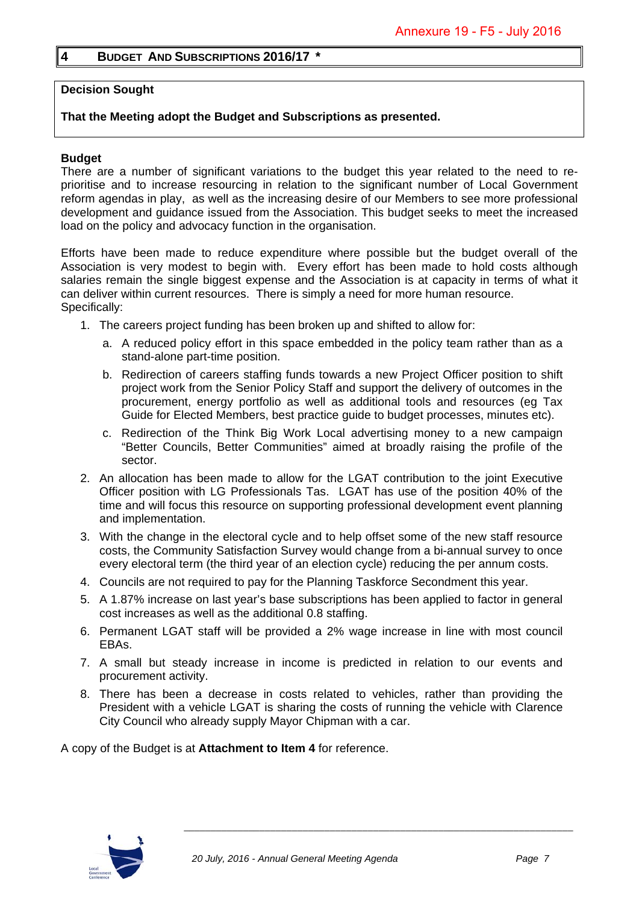Annexure 19 - F5 - July 2016

## 4 BUDGET AND SUBSCRIPTIONS 2016/17 *

**Decision Sought**

**That the Meeting adopt the Budget and Subscriptions as presented.**

**Budget**

There are a number of significant variations to the budget this year related to the need to re-prioritise and to increase resourcing in relation to the significant number of Local Government reform agendas in play, as well as the increasing desire of our Members to see more professional development and guidance issued from the Association. This budget seeks to meet the increased load on the policy and advocacy function in the organisation.

Efforts have been made to reduce expenditure where possible but the budget overall of the Association is very modest to begin with. Every effort has been made to hold costs although salaries remain the single biggest expense and the Association is at capacity in terms of what it can deliver within current resources. There is simply a need for more human resource.
Specifically:

1. The careers project funding has been broken up and shifted to allow for:
   a. A reduced policy effort in this space embedded in the policy team rather than as a stand-alone part-time position.
   b. Redirection of careers staffing funds towards a new Project Officer position to shift project work from the Senior Policy Staff and support the delivery of outcomes in the procurement, energy portfolio as well as additional tools and resources (eg Tax Guide for Elected Members, best practice guide to budget processes, minutes etc).
   c. Redirection of the Think Big Work Local advertising money to a new campaign "Better Councils, Better Communities" aimed at broadly raising the profile of the sector.
2. An allocation has been made to allow for the LGAT contribution to the joint Executive Officer position with LG Professionals Tas. LGAT has use of the position 40% of the time and will focus this resource on supporting professional development event planning and implementation.
3. With the change in the electoral cycle and to help offset some of the new staff resource costs, the Community Satisfaction Survey would change from a bi-annual survey to once every electoral term (the third year of an election cycle) reducing the per annum costs.
4. Councils are not required to pay for the Planning Taskforce Secondment this year.
5. A 1.87% increase on last year's base subscriptions has been applied to factor in general cost increases as well as the additional 0.8 staffing.
6. Permanent LGAT staff will be provided a 2% wage increase in line with most council EBAs.
7. A small but steady increase in income is predicted in relation to our events and procurement activity.
8. There has been a decrease in costs related to vehicles, rather than providing the President with a vehicle LGAT is sharing the costs of running the vehicle with Clarence City Council who already supply Mayor Chipman with a car.

A copy of the Budget is at **Attachment to Item 4** for reference.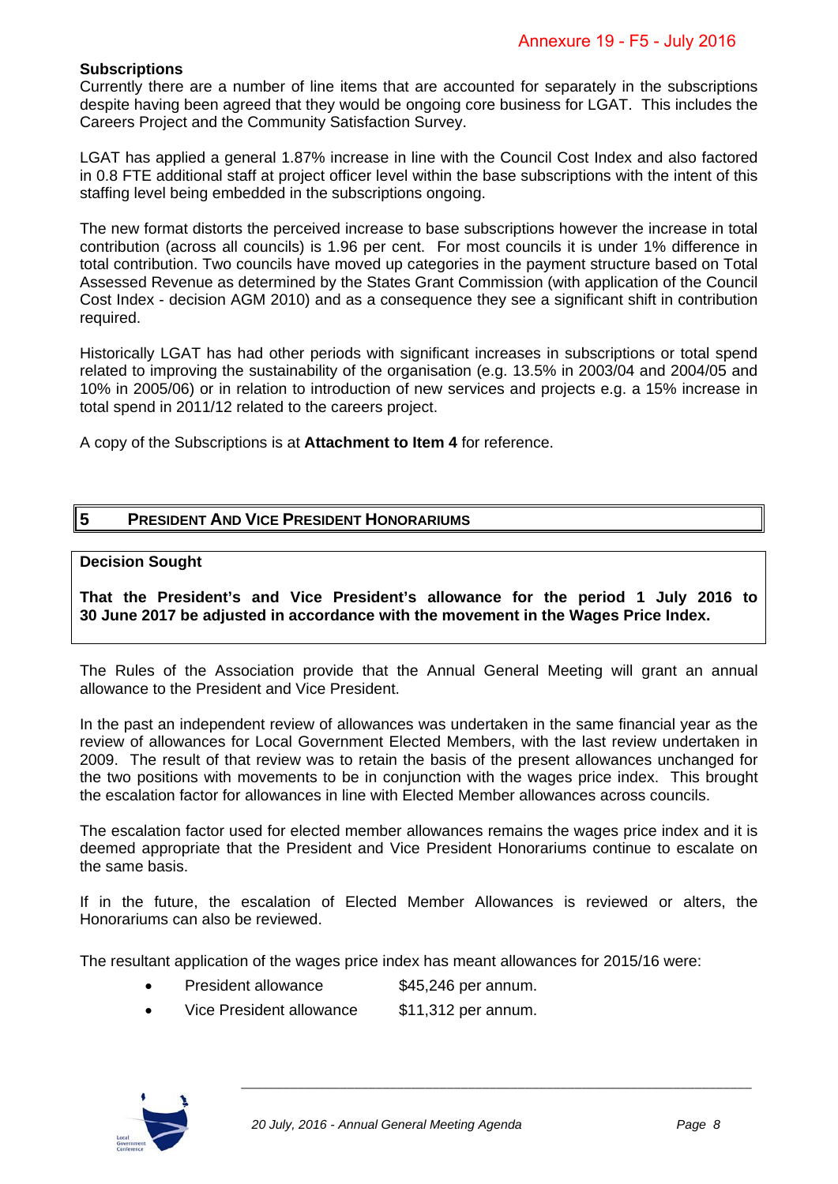### Subscriptions

Currently there are a number of line items that are accounted for separately in the subscriptions despite having been agreed that they would be ongoing core business for LGAT. This includes the Careers Project and the Community Satisfaction Survey.

LGAT has applied a general 1.87% increase in line with the Council Cost Index and also factored in 0.8 FTE additional staff at project officer level within the base subscriptions with the intent of this staffing level being embedded in the subscriptions ongoing.

The new format distorts the perceived increase to base subscriptions however the increase in total contribution (across all councils) is 1.96 per cent. For most councils it is under 1% difference in total contribution. Two councils have moved up categories in the payment structure based on Total Assessed Revenue as determined by the States Grant Commission (with application of the Council Cost Index - decision AGM 2010) and as a consequence they see a significant shift in contribution required.

Historically LGAT has had other periods with significant increases in subscriptions or total spend related to improving the sustainability of the organisation (e.g. 13.5% in 2003/04 and 2004/05 and 10% in 2005/06) or in relation to introduction of new services and projects e.g. a 15% increase in total spend in 2011/12 related to the careers project.

A copy of the Subscriptions is at **Attachment to Item 4** for reference.

## 5 PRESIDENT AND VICE PRESIDENT HONORARIUMS

**Decision Sought**

**That the President's and Vice President's allowance for the period 1 July 2016 to 30 June 2017 be adjusted in accordance with the movement in the Wages Price Index.**

The Rules of the Association provide that the Annual General Meeting will grant an annual allowance to the President and Vice President.

In the past an independent review of allowances was undertaken in the same financial year as the review of allowances for Local Government Elected Members, with the last review undertaken in 2009. The result of that review was to retain the basis of the present allowances unchanged for the two positions with movements to be in conjunction with the wages price index. This brought the escalation factor for allowances in line with Elected Member allowances across councils.

The escalation factor used for elected member allowances remains the wages price index and it is deemed appropriate that the President and Vice President Honorariums continue to escalate on the same basis.

If in the future, the escalation of Elected Member Allowances is reviewed or alters, the Honorariums can also be reviewed.

The resultant application of the wages price index has meant allowances for 2015/16 were:

- President allowance $45,246 per annum.
- Vice President allowance $11,312 per annum.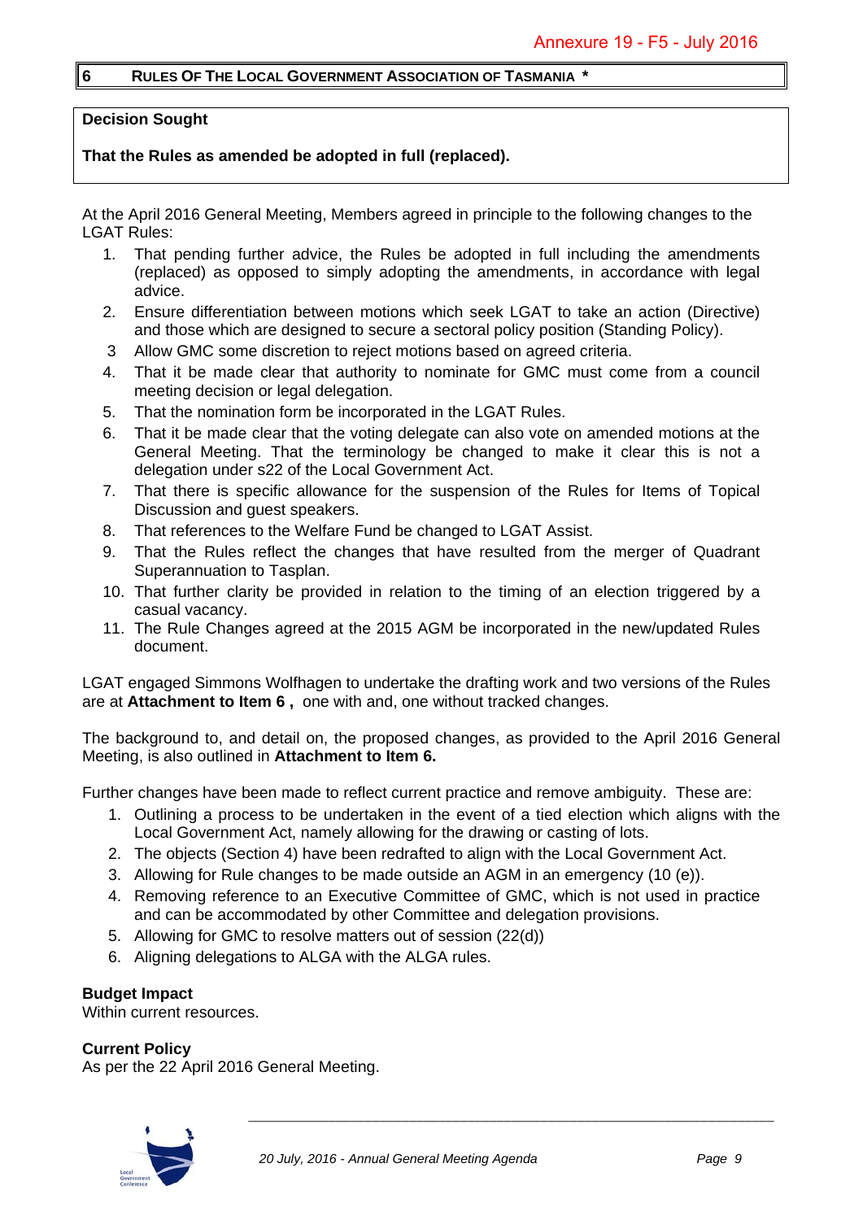Annexure 19 - F5 - July 2016

## 6 RULES OF THE LOCAL GOVERNMENT ASSOCIATION OF TASMANIA *

**Decision Sought**

**That the Rules as amended be adopted in full (replaced).**

At the April 2016 General Meeting, Members agreed in principle to the following changes to the LGAT Rules:

1. That pending further advice, the Rules be adopted in full including the amendments (replaced) as opposed to simply adopting the amendments, in accordance with legal advice.
2. Ensure differentiation between motions which seek LGAT to take an action (Directive) and those which are designed to secure a sectoral policy position (Standing Policy).
3. Allow GMC some discretion to reject motions based on agreed criteria.
4. That it be made clear that authority to nominate for GMC must come from a council meeting decision or legal delegation.
5. That the nomination form be incorporated in the LGAT Rules.
6. That it be made clear that the voting delegate can also vote on amended motions at the General Meeting. That the terminology be changed to make it clear this is not a delegation under s22 of the Local Government Act.
7. That there is specific allowance for the suspension of the Rules for Items of Topical Discussion and guest speakers.
8. That references to the Welfare Fund be changed to LGAT Assist.
9. That the Rules reflect the changes that have resulted from the merger of Quadrant Superannuation to Tasplan.
10. That further clarity be provided in relation to the timing of an election triggered by a casual vacancy.
11. The Rule Changes agreed at the 2015 AGM be incorporated in the new/updated Rules document.

LGAT engaged Simmons Wolfhagen to undertake the drafting work and two versions of the Rules are at **Attachment to Item 6 ,** one with and, one without tracked changes.

The background to, and detail on, the proposed changes, as provided to the April 2016 General Meeting, is also outlined in **Attachment to Item 6.**

Further changes have been made to reflect current practice and remove ambiguity. These are:

1. Outlining a process to be undertaken in the event of a tied election which aligns with the Local Government Act, namely allowing for the drawing or casting of lots.
2. The objects (Section 4) have been redrafted to align with the Local Government Act.
3. Allowing for Rule changes to be made outside an AGM in an emergency (10 (e)).
4. Removing reference to an Executive Committee of GMC, which is not used in practice and can be accommodated by other Committee and delegation provisions.
5. Allowing for GMC to resolve matters out of session (22(d))
6. Aligning delegations to ALGA with the ALGA rules.

**Budget Impact**
Within current resources.

**Current Policy**
As per the 22 April 2016 General Meeting.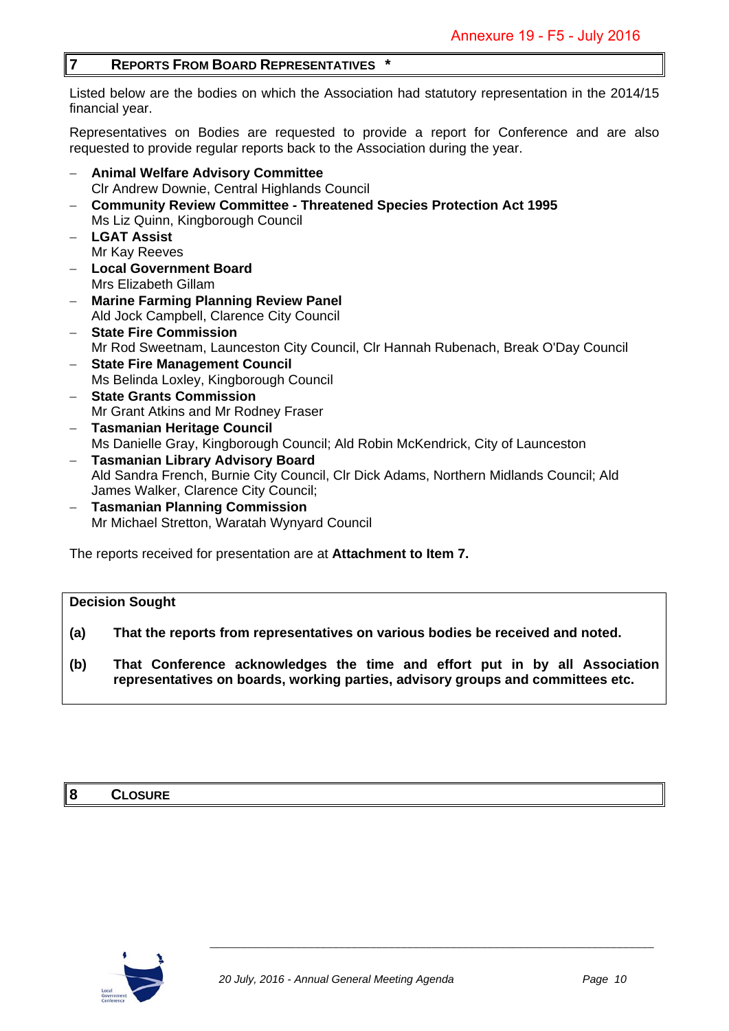Annexure 19 - F5 - July 2016

## 7 Reports From Board Representatives *

Listed below are the bodies on which the Association had statutory representation in the 2014/15 financial year.

Representatives on Bodies are requested to provide a report for Conference and are also requested to provide regular reports back to the Association during the year.

- **Animal Welfare Advisory Committee**
  Clr Andrew Downie, Central Highlands Council
- **Community Review Committee - Threatened Species Protection Act 1995**
  Ms Liz Quinn, Kingborough Council
- **LGAT Assist**
  Mr Kay Reeves
- **Local Government Board**
  Mrs Elizabeth Gillam
- **Marine Farming Planning Review Panel**
  Ald Jock Campbell, Clarence City Council
- **State Fire Commission**
  Mr Rod Sweetnam, Launceston City Council, Clr Hannah Rubenach, Break O'Day Council
- **State Fire Management Council**
  Ms Belinda Loxley, Kingborough Council
- **State Grants Commission**
  Mr Grant Atkins and Mr Rodney Fraser
- **Tasmanian Heritage Council**
  Ms Danielle Gray, Kingborough Council; Ald Robin McKendrick, City of Launceston
- **Tasmanian Library Advisory Board**
  Ald Sandra French, Burnie City Council, Clr Dick Adams, Northern Midlands Council; Ald James Walker, Clarence City Council;
- **Tasmanian Planning Commission**
  Mr Michael Stretton, Waratah Wynyard Council

The reports received for presentation are at **Attachment to Item 7.**

**Decision Sought**

**(a) That the reports from representatives on various bodies be received and noted.**

**(b) That Conference acknowledges the time and effort put in by all Association representatives on boards, working parties, advisory groups and committees etc.**

## 8 Closure